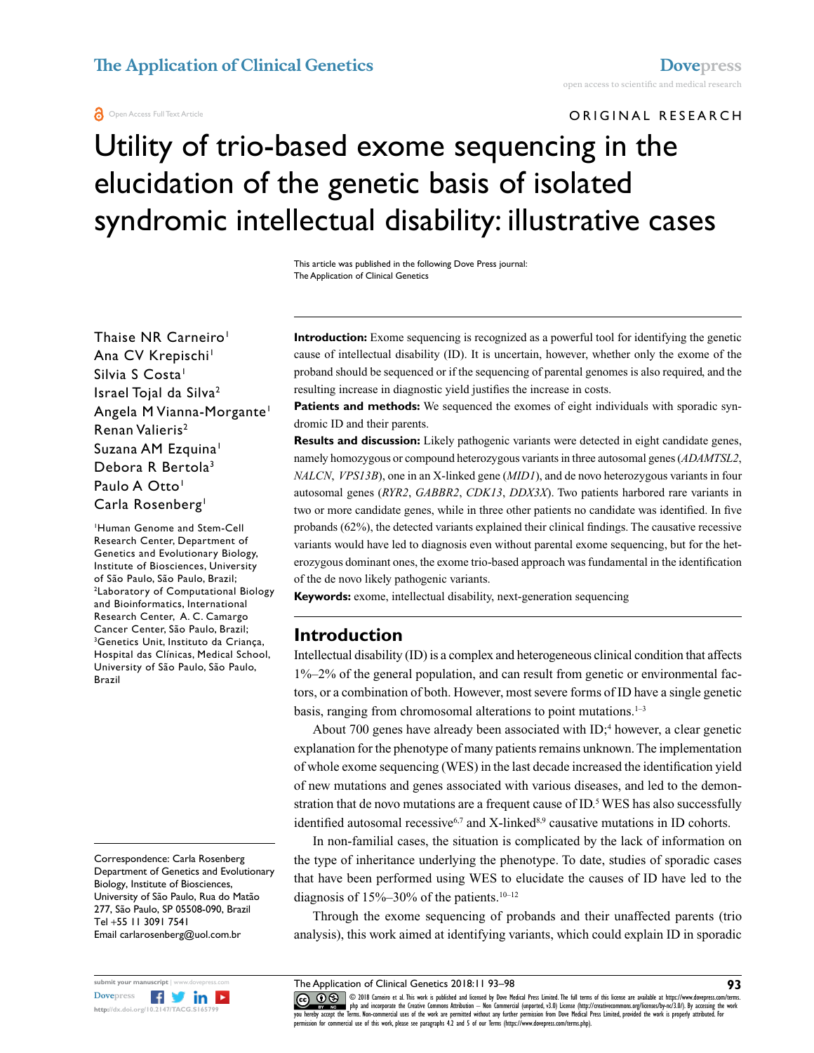ORIGINAL RESEARCH

# Utility of trio-based exome sequencing in the elucidation of the genetic basis of isolated syndromic intellectual disability: illustrative cases

This article was published in the following Dove Press journal:
The Application of Clinical Genetics

Thaise NR Carneiro[1]
Ana CV Krepischi[1]
Silvia S Costa[1]
Israel Tojal da Silva[2]
Angela M Vianna-Morgante[1]
Renan Valieris[2]
Suzana AM Ezquina[1]
Debora R Bertola[3]
Paulo A Otto[1]
Carla Rosenberg[1]

[1]Human Genome and Stem-Cell Research Center, Department of Genetics and Evolutionary Biology, Institute of Biosciences, University of São Paulo, São Paulo, Brazil; [2]Laboratory of Computational Biology and Bioinformatics, International Research Center, A. C. Camargo Cancer Center, São Paulo, Brazil; [3]Genetics Unit, Instituto da Criança, Hospital das Clínicas, Medical School, University of São Paulo, São Paulo, Brazil

Correspondence: Carla Rosenberg
Department of Genetics and Evolutionary Biology, Institute of Biosciences, University of São Paulo, Rua do Matão 277, São Paulo, SP 05508-090, Brazil
Tel +55 11 3091 7541
Email carlarosenberg@uol.com.br

**Introduction:** Exome sequencing is recognized as a powerful tool for identifying the genetic cause of intellectual disability (ID). It is uncertain, however, whether only the exome of the proband should be sequenced or if the sequencing of parental genomes is also required, and the resulting increase in diagnostic yield justifies the increase in costs.

**Patients and methods:** We sequenced the exomes of eight individuals with sporadic syndromic ID and their parents.

**Results and discussion:** Likely pathogenic variants were detected in eight candidate genes, namely homozygous or compound heterozygous variants in three autosomal genes (*ADAMTSL2*, *NALCN*, *VPS13B*), one in an X-linked gene (*MID1*), and de novo heterozygous variants in four autosomal genes (*RYR2*, *GABBR2*, *CDK13*, *DDX3X*). Two patients harbored rare variants in two or more candidate genes, while in three other patients no candidate was identified. In five probands (62%), the detected variants explained their clinical findings. The causative recessive variants would have led to diagnosis even without parental exome sequencing, but for the heterozygous dominant ones, the exome trio-based approach was fundamental in the identification of the de novo likely pathogenic variants.

**Keywords:** exome, intellectual disability, next-generation sequencing

## Introduction

Intellectual disability (ID) is a complex and heterogeneous clinical condition that affects 1%–2% of the general population, and can result from genetic or environmental factors, or a combination of both. However, most severe forms of ID have a single genetic basis, ranging from chromosomal alterations to point mutations.[1–3]

About 700 genes have already been associated with ID;[4] however, a clear genetic explanation for the phenotype of many patients remains unknown. The implementation of whole exome sequencing (WES) in the last decade increased the identification yield of new mutations and genes associated with various diseases, and led to the demonstration that de novo mutations are a frequent cause of ID.[5] WES has also successfully identified autosomal recessive[6,7] and X-linked[8,9] causative mutations in ID cohorts.

In non-familial cases, the situation is complicated by the lack of information on the type of inheritance underlying the phenotype. To date, studies of sporadic cases that have been performed using WES to elucidate the causes of ID have led to the diagnosis of 15%–30% of the patients.[10–12]

Through the exome sequencing of probands and their unaffected parents (trio analysis), this work aimed at identifying variants, which could explain ID in sporadic

© 2018 Carneiro et al. This work is published and licensed by Dove Medical Press Limited. The full terms of this license are available at https://www.dovepress.com/terms.php and incorporate the Creative Commons Attribution – Non Commercial (unported, v3.0) License (http://creativecommons.org/licenses/by-nc/3.0/). By accessing the work you hereby accept the Terms. Non-commercial uses of the work are permitted without any further permission from Dove Medical Press Limited, provided the work is properly attributed. For permission for commercial use of this work, please see paragraphs 4.2 and 5 of our Terms (https://www.dovepress.com/terms.php).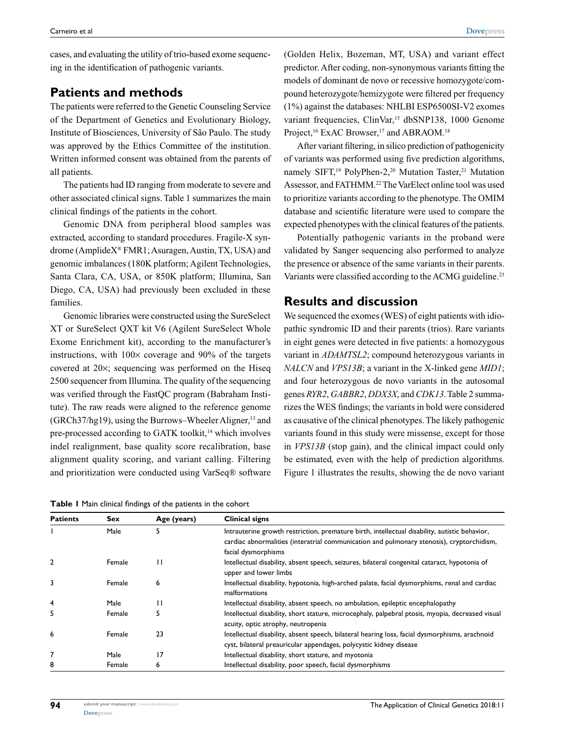cases, and evaluating the utility of trio-based exome sequencing in the identification of pathogenic variants.

## Patients and methods

The patients were referred to the Genetic Counseling Service of the Department of Genetics and Evolutionary Biology, Institute of Biosciences, University of São Paulo. The study was approved by the Ethics Committee of the institution. Written informed consent was obtained from the parents of all patients.

The patients had ID ranging from moderate to severe and other associated clinical signs. Table 1 summarizes the main clinical findings of the patients in the cohort.

Genomic DNA from peripheral blood samples was extracted, according to standard procedures. Fragile-X syndrome (AmplideX® FMR1; Asuragen, Austin, TX, USA) and genomic imbalances (180K platform; Agilent Technologies, Santa Clara, CA, USA, or 850K platform; Illumina, San Diego, CA, USA) had previously been excluded in these families.

Genomic libraries were constructed using the SureSelect XT or SureSelect QXT kit V6 (Agilent SureSelect Whole Exome Enrichment kit), according to the manufacturer's instructions, with 100× coverage and 90% of the targets covered at 20×; sequencing was performed on the Hiseq 2500 sequencer from Illumina. The quality of the sequencing was verified through the FastQC program (Babraham Institute). The raw reads were aligned to the reference genome (GRCh37/hg19), using the Burrows–Wheeler Aligner,[13] and pre-processed according to GATK toolkit,[14] which involves indel realignment, base quality score recalibration, base alignment quality scoring, and variant calling. Filtering and prioritization were conducted using VarSeq® software (Golden Helix, Bozeman, MT, USA) and variant effect predictor. After coding, non-synonymous variants fitting the models of dominant de novo or recessive homozygote/compound heterozygote/hemizygote were filtered per frequency (1%) against the databases: NHLBI ESP6500SI-V2 exomes variant frequencies, ClinVar,[15] dbSNP138, 1000 Genome Project,[16] ExAC Browser,[17] and ABRAOM.[18]

After variant filtering, in silico prediction of pathogenicity of variants was performed using five prediction algorithms, namely SIFT,[19] PolyPhen-2,[20] Mutation Taster,[21] Mutation Assessor, and FATHMM.[22] The VarElect online tool was used to prioritize variants according to the phenotype. The OMIM database and scientific literature were used to compare the expected phenotypes with the clinical features of the patients.

Potentially pathogenic variants in the proband were validated by Sanger sequencing also performed to analyze the presence or absence of the same variants in their parents. Variants were classified according to the ACMG guideline.[23]

## Results and discussion

We sequenced the exomes (WES) of eight patients with idiopathic syndromic ID and their parents (trios). Rare variants in eight genes were detected in five patients: a homozygous variant in *ADAMTSL2*; compound heterozygous variants in *NALCN* and *VPS13B*; a variant in the X-linked gene *MID1*; and four heterozygous de novo variants in the autosomal genes *RYR2*, *GABBR2*, *DDX3X*, and *CDK13*. Table 2 summarizes the WES findings; the variants in bold were considered as causative of the clinical phenotypes. The likely pathogenic variants found in this study were missense, except for those in *VPS13B* (stop gain), and the clinical impact could only be estimated, even with the help of prediction algorithms. Figure 1 illustrates the results, showing the de novo variant

**Table 1** Main clinical findings of the patients in the cohort

| Patients | Sex | Age (years) | Clinical signs |
|---|---|---|---|
| 1 | Male | 5 | Intrauterine growth restriction, premature birth, intellectual disability, autistic behavior, cardiac abnormalities (interatrial communication and pulmonary stenosis), cryptorchidism, facial dysmorphisms |
| 2 | Female | 11 | Intellectual disability, absent speech, seizures, bilateral congenital cataract, hypotonia of upper and lower limbs |
| 3 | Female | 6 | Intellectual disability, hypotonia, high-arched palate, facial dysmorphisms, renal and cardiac malformations |
| 4 | Male | 11 | Intellectual disability, absent speech, no ambulation, epileptic encephalopathy |
| 5 | Female | 5 | Intellectual disability, short stature, microcephaly, palpebral ptosis, myopia, decreased visual acuity, optic atrophy, neutropenia |
| 6 | Female | 23 | Intellectual disability, absent speech, bilateral hearing loss, facial dysmorphisms, arachnoid cyst, bilateral preauricular appendages, polycystic kidney disease |
| 7 | Male | 17 | Intellectual disability, short stature, and myotonia |
| 8 | Female | 6 | Intellectual disability, poor speech, facial dysmorphisms |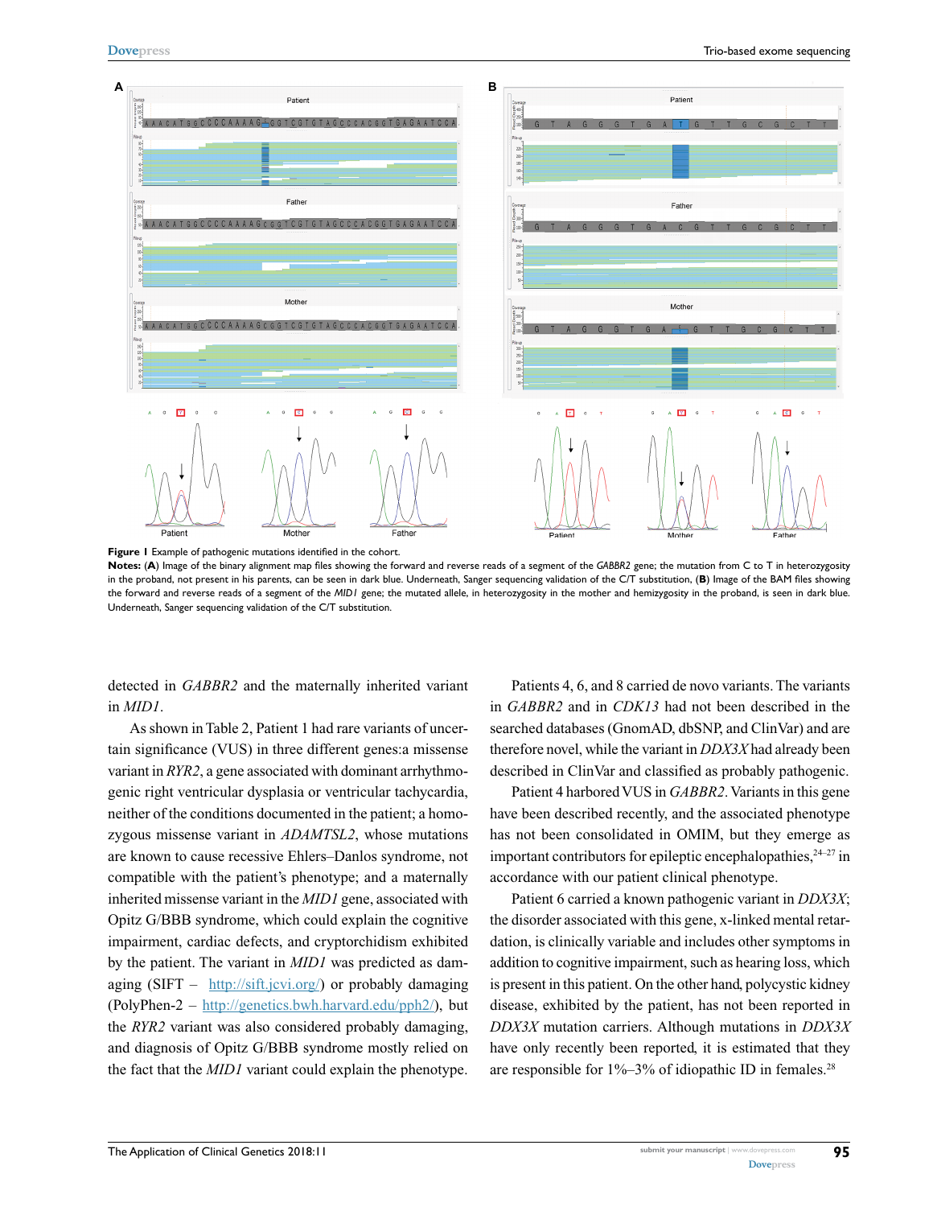**Figure 1** Example of pathogenic mutations identified in the cohort.

**Notes:** (**A**) Image of the binary alignment map files showing the forward and reverse reads of a segment of the *GABBR2* gene; the mutation from C to T in heterozygosity in the proband, not present in his parents, can be seen in dark blue. Underneath, Sanger sequencing validation of the C/T substitution, (**B**) Image of the BAM files showing the forward and reverse reads of a segment of the *MID1* gene; the mutated allele, in heterozygosity in the mother and hemizygosity in the proband, is seen in dark blue. Underneath, Sanger sequencing validation of the C/T substitution.

detected in *GABBR2* and the maternally inherited variant in *MID1*.

As shown in Table 2, Patient 1 had rare variants of uncertain significance (VUS) in three different genes:a missense variant in *RYR2*, a gene associated with dominant arrhythmogenic right ventricular dysplasia or ventricular tachycardia, neither of the conditions documented in the patient; a homozygous missense variant in *ADAMTSL2*, whose mutations are known to cause recessive Ehlers–Danlos syndrome, not compatible with the patient's phenotype; and a maternally inherited missense variant in the *MID1* gene, associated with Opitz G/BBB syndrome, which could explain the cognitive impairment, cardiac defects, and cryptorchidism exhibited by the patient. The variant in *MID1* was predicted as damaging (SIFT – http://sift.jcvi.org/) or probably damaging (PolyPhen-2 – http://genetics.bwh.harvard.edu/pph2/), but the *RYR2* variant was also considered probably damaging, and diagnosis of Opitz G/BBB syndrome mostly relied on the fact that the *MID1* variant could explain the phenotype.

Patients 4, 6, and 8 carried de novo variants. The variants in *GABBR2* and in *CDK13* had not been described in the searched databases (GnomAD, dbSNP, and ClinVar) and are therefore novel, while the variant in *DDX3X* had already been described in ClinVar and classified as probably pathogenic.

Patient 4 harbored VUS in *GABBR2*. Variants in this gene have been described recently, and the associated phenotype has not been consolidated in OMIM, but they emerge as important contributors for epileptic encephalopathies,[24–27] in accordance with our patient clinical phenotype.

Patient 6 carried a known pathogenic variant in *DDX3X*; the disorder associated with this gene, x-linked mental retardation, is clinically variable and includes other symptoms in addition to cognitive impairment, such as hearing loss, which is present in this patient. On the other hand, polycystic kidney disease, exhibited by the patient, has not been reported in *DDX3X* mutation carriers. Although mutations in *DDX3X* have only recently been reported, it is estimated that they are responsible for 1%–3% of idiopathic ID in females.[28]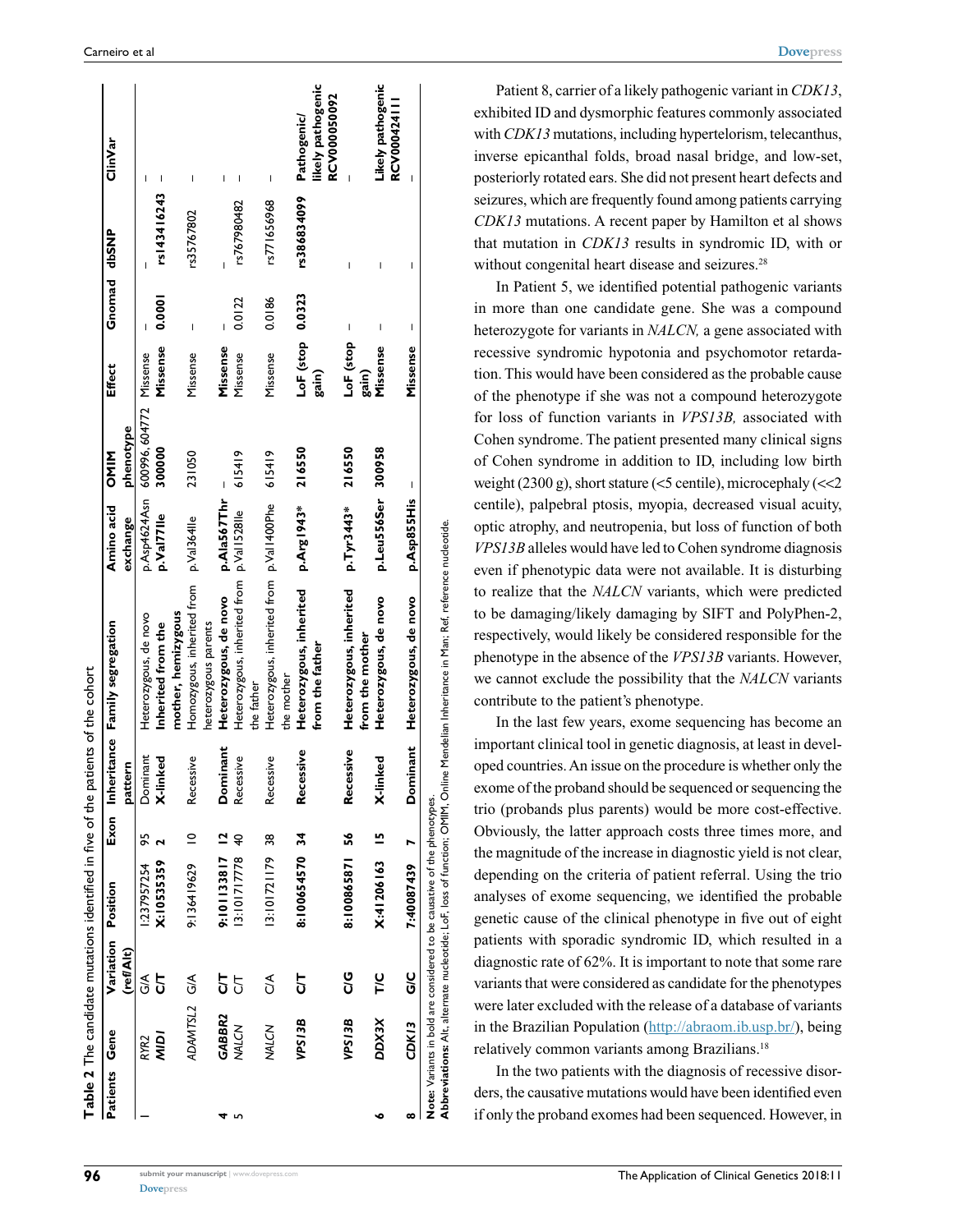**Table 2** The candidate mutations identified in five of the patients of the cohort

| Patients | Gene | Variation (ref/Alt) | Position | Exon | Inheritance pattern | Family segregation | Amino acid exchange | OMIM phenotype | Effect | Gnomad | dbSNP | ClinVar |
|---|---|---|---|---|---|---|---|---|---|---|---|---|
| 1 | RYR2 | G/A | 1:237957254 | 95 | Dominant | Heterozygous, de novo | p.Asp4624Asn | 600996, 604772 | Missense | – | – | – |
| | ***MID1*** | **C/T** | **X:10535359** | **2** | **X-linked** | **Inherited from the mother, hemizygous** | **p.Val77Ile** | **300000** | **Missense** | **0.0001** | **rs143416243** | **–** |
| | ADAMTSL2 | G/A | 9:136419629 | 10 | Recessive | Homozygous, inherited from heterozygous parents | p.Val364Ile | 231050 | Missense | – | rs35767802 | – |
| 4 | ***GABBR2*** | **C/T** | **9:101133817** | **12** | **Dominant** | **Heterozygous, de novo** | **p.Ala567Thr** | **–** | **Missense** | **–** | **–** | **–** |
| 5 | NALCN | C/T | 13:101717778 | 40 | Recessive | Heterozygous, inherited from the father | p.Val1528Ile | 615419 | Missense | 0.0122 | rs767980482 | – |
| | NALCN | C/A | 13:101721179 | 38 | Recessive | Heterozygous, inherited from the mother | p.Val1400Phe | 615419 | Missense | 0.0186 | rs771656968 | – |
| | ***VPS13B*** | **C/T** | **8:100654570** | **34** | **Recessive** | **Heterozygous, inherited from the father** | **p.Arg1943*** | **216550** | **LoF (stop gain)** | **0.0323** | **rs386834099** | **Pathogenic/ likely pathogenic RCV000050092** |
| | ***VPS13B*** | **C/G** | **8:100865871** | **56** | **Recessive** | **Heterozygous, inherited from the mother** | **p.Tyr3443*** | **216550** | **LoF (stop gain)** | **–** | **–** | **–** |
| 6 | ***DDX3X*** | **T/C** | **X:41206163** | **15** | **X-linked** | **Heterozygous, de novo** | **p.Leu556Ser** | **300958** | **Missense** | **–** | **–** | **Likely pathogenic RCV000424111** |
| 8 | ***CDK13*** | **G/C** | **7:40087439** | **7** | **Dominant** | **Heterozygous, de novo** | **p.Asp855His** | **–** | **Missense** | **–** | **–** | **–** |

**Note:** Variants in bold are considered to be causative of the phenotypes.
**Abbreviations:** Alt, alternate nucleotide; LoF, loss of function; OMIM, Online Mendelian Inheritance in Man; Ref, reference nucleotide.

Patient 8, carrier of a likely pathogenic variant in *CDK13*, exhibited ID and dysmorphic features commonly associated with *CDK13* mutations, including hypertelorism, telecanthus, inverse epicanthal folds, broad nasal bridge, and low-set, posteriorly rotated ears. She did not present heart defects and seizures, which are frequently found among patients carrying *CDK13* mutations. A recent paper by Hamilton et al shows that mutation in *CDK13* results in syndromic ID, with or without congenital heart disease and seizures.[28]

In Patient 5, we identified potential pathogenic variants in more than one candidate gene. She was a compound heterozygote for variants in *NALCN,* a gene associated with recessive syndromic hypotonia and psychomotor retardation. This would have been considered as the probable cause of the phenotype if she was not a compound heterozygote for loss of function variants in *VPS13B,* associated with Cohen syndrome. The patient presented many clinical signs of Cohen syndrome in addition to ID, including low birth weight (2300 g), short stature (<5 centile), microcephaly (<<2 centile), palpebral ptosis, myopia, decreased visual acuity, optic atrophy, and neutropenia, but loss of function of both *VPS13B* alleles would have led to Cohen syndrome diagnosis even if phenotypic data were not available. It is disturbing to realize that the *NALCN* variants, which were predicted to be damaging/likely damaging by SIFT and PolyPhen-2, respectively, would likely be considered responsible for the phenotype in the absence of the *VPS13B* variants. However, we cannot exclude the possibility that the *NALCN* variants contribute to the patient's phenotype.

In the last few years, exome sequencing has become an important clinical tool in genetic diagnosis, at least in developed countries. An issue on the procedure is whether only the exome of the proband should be sequenced or sequencing the trio (probands plus parents) would be more cost-effective. Obviously, the latter approach costs three times more, and the magnitude of the increase in diagnostic yield is not clear, depending on the criteria of patient referral. Using the trio analyses of exome sequencing, we identified the probable genetic cause of the clinical phenotype in five out of eight patients with sporadic syndromic ID, which resulted in a diagnostic rate of 62%. It is important to note that some rare variants that were considered as candidate for the phenotypes were later excluded with the release of a database of variants in the Brazilian Population (http://abraom.ib.usp.br/), being relatively common variants among Brazilians.[18]

In the two patients with the diagnosis of recessive disorders, the causative mutations would have been identified even if only the proband exomes had been sequenced. However, in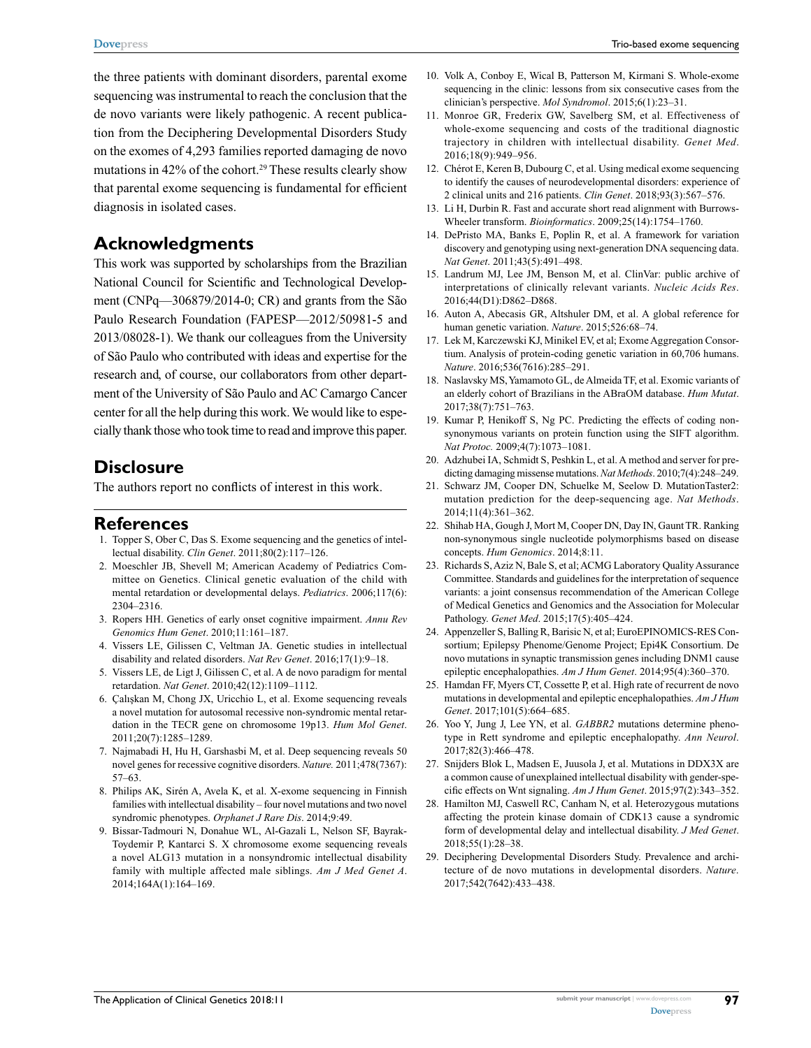the three patients with dominant disorders, parental exome sequencing was instrumental to reach the conclusion that the de novo variants were likely pathogenic. A recent publication from the Deciphering Developmental Disorders Study on the exomes of 4,293 families reported damaging de novo mutations in 42% of the cohort.[29] These results clearly show that parental exome sequencing is fundamental for efficient diagnosis in isolated cases.

## Acknowledgments

This work was supported by scholarships from the Brazilian National Council for Scientific and Technological Development (CNPq—306879/2014-0; CR) and grants from the São Paulo Research Foundation (FAPESP—2012/50981-5 and 2013/08028-1). We thank our colleagues from the University of São Paulo who contributed with ideas and expertise for the research and, of course, our collaborators from other department of the University of São Paulo and AC Camargo Cancer center for all the help during this work. We would like to especially thank those who took time to read and improve this paper.

## Disclosure

The authors report no conflicts of interest in this work.

## References

1. Topper S, Ober C, Das S. Exome sequencing and the genetics of intellectual disability. *Clin Genet*. 2011;80(2):117–126.
2. Moeschler JB, Shevell M; American Academy of Pediatrics Committee on Genetics. Clinical genetic evaluation of the child with mental retardation or developmental delays. *Pediatrics*. 2006;117(6):2304–2316.
3. Ropers HH. Genetics of early onset cognitive impairment. *Annu Rev Genomics Hum Genet*. 2010;11:161–187.
4. Vissers LE, Gilissen C, Veltman JA. Genetic studies in intellectual disability and related disorders. *Nat Rev Genet*. 2016;17(1):9–18.
5. Vissers LE, de Ligt J, Gilissen C, et al. A de novo paradigm for mental retardation. *Nat Genet*. 2010;42(12):1109–1112.
6. Çalışkan M, Chong JX, Uricchio L, et al. Exome sequencing reveals a novel mutation for autosomal recessive non-syndromic mental retardation in the TECR gene on chromosome 19p13. *Hum Mol Genet*. 2011;20(7):1285–1289.
7. Najmabadi H, Hu H, Garshasbi M, et al. Deep sequencing reveals 50 novel genes for recessive cognitive disorders. *Nature*. 2011;478(7367):57–63.
8. Philips AK, Sirén A, Avela K, et al. X-exome sequencing in Finnish families with intellectual disability – four novel mutations and two novel syndromic phenotypes. *Orphanet J Rare Dis*. 2014;9:49.
9. Bissar-Tadmouri N, Donahue WL, Al-Gazali L, Nelson SF, Bayrak-Toydemir P, Kantarci S. X chromosome exome sequencing reveals a novel ALG13 mutation in a nonsyndromic intellectual disability family with multiple affected male siblings. *Am J Med Genet A*. 2014;164A(1):164–169.
10. Volk A, Conboy E, Wical B, Patterson M, Kirmani S. Whole-exome sequencing in the clinic: lessons from six consecutive cases from the clinician's perspective. *Mol Syndromol*. 2015;6(1):23–31.
11. Monroe GR, Frederix GW, Savelberg SM, et al. Effectiveness of whole-exome sequencing and costs of the traditional diagnostic trajectory in children with intellectual disability. *Genet Med*. 2016;18(9):949–956.
12. Chérot E, Keren B, Dubourg C, et al. Using medical exome sequencing to identify the causes of neurodevelopmental disorders: experience of 2 clinical units and 216 patients. *Clin Genet*. 2018;93(3):567–576.
13. Li H, Durbin R. Fast and accurate short read alignment with Burrows-Wheeler transform. *Bioinformatics*. 2009;25(14):1754–1760.
14. DePristo MA, Banks E, Poplin R, et al. A framework for variation discovery and genotyping using next-generation DNA sequencing data. *Nat Genet*. 2011;43(5):491–498.
15. Landrum MJ, Lee JM, Benson M, et al. ClinVar: public archive of interpretations of clinically relevant variants. *Nucleic Acids Res*. 2016;44(D1):D862–D868.
16. Auton A, Abecasis GR, Altshuler DM, et al. A global reference for human genetic variation. *Nature*. 2015;526:68–74.
17. Lek M, Karczewski KJ, Minikel EV, et al; Exome Aggregation Consortium. Analysis of protein-coding genetic variation in 60,706 humans. *Nature*. 2016;536(7616):285–291.
18. Naslavsky MS, Yamamoto GL, de Almeida TF, et al. Exomic variants of an elderly cohort of Brazilians in the ABraOM database. *Hum Mutat*. 2017;38(7):751–763.
19. Kumar P, Henikoff S, Ng PC. Predicting the effects of coding non-synonymous variants on protein function using the SIFT algorithm. *Nat Protoc*. 2009;4(7):1073–1081.
20. Adzhubei IA, Schmidt S, Peshkin L, et al. A method and server for predicting damaging missense mutations. *Nat Methods*. 2010;7(4):248–249.
21. Schwarz JM, Cooper DN, Schuelke M, Seelow D. MutationTaster2: mutation prediction for the deep-sequencing age. *Nat Methods*. 2014;11(4):361–362.
22. Shihab HA, Gough J, Mort M, Cooper DN, Day IN, Gaunt TR. Ranking non-synonymous single nucleotide polymorphisms based on disease concepts. *Hum Genomics*. 2014;8:11.
23. Richards S, Aziz N, Bale S, et al; ACMG Laboratory Quality Assurance Committee. Standards and guidelines for the interpretation of sequence variants: a joint consensus recommendation of the American College of Medical Genetics and Genomics and the Association for Molecular Pathology. *Genet Med*. 2015;17(5):405–424.
24. Appenzeller S, Balling R, Barisic N, et al; EuroEPINOMICS-RES Consortium; Epilepsy Phenome/Genome Project; Epi4K Consortium. De novo mutations in synaptic transmission genes including DNM1 cause epileptic encephalopathies. *Am J Hum Genet*. 2014;95(4):360–370.
25. Hamdan FF, Myers CT, Cossette P, et al. High rate of recurrent de novo mutations in developmental and epileptic encephalopathies. *Am J Hum Genet*. 2017;101(5):664–685.
26. Yoo Y, Jung J, Lee YN, et al. *GABBR2* mutations determine phenotype in Rett syndrome and epileptic encephalopathy. *Ann Neurol*. 2017;82(3):466–478.
27. Snijders Blok L, Madsen E, Juusola J, et al. Mutations in DDX3X are a common cause of unexplained intellectual disability with gender-specific effects on Wnt signaling. *Am J Hum Genet*. 2015;97(2):343–352.
28. Hamilton MJ, Caswell RC, Canham N, et al. Heterozygous mutations affecting the protein kinase domain of CDK13 cause a syndromic form of developmental delay and intellectual disability. *J Med Genet*. 2018;55(1):28–38.
29. Deciphering Developmental Disorders Study. Prevalence and architecture of de novo mutations in developmental disorders. *Nature*. 2017;542(7642):433–438.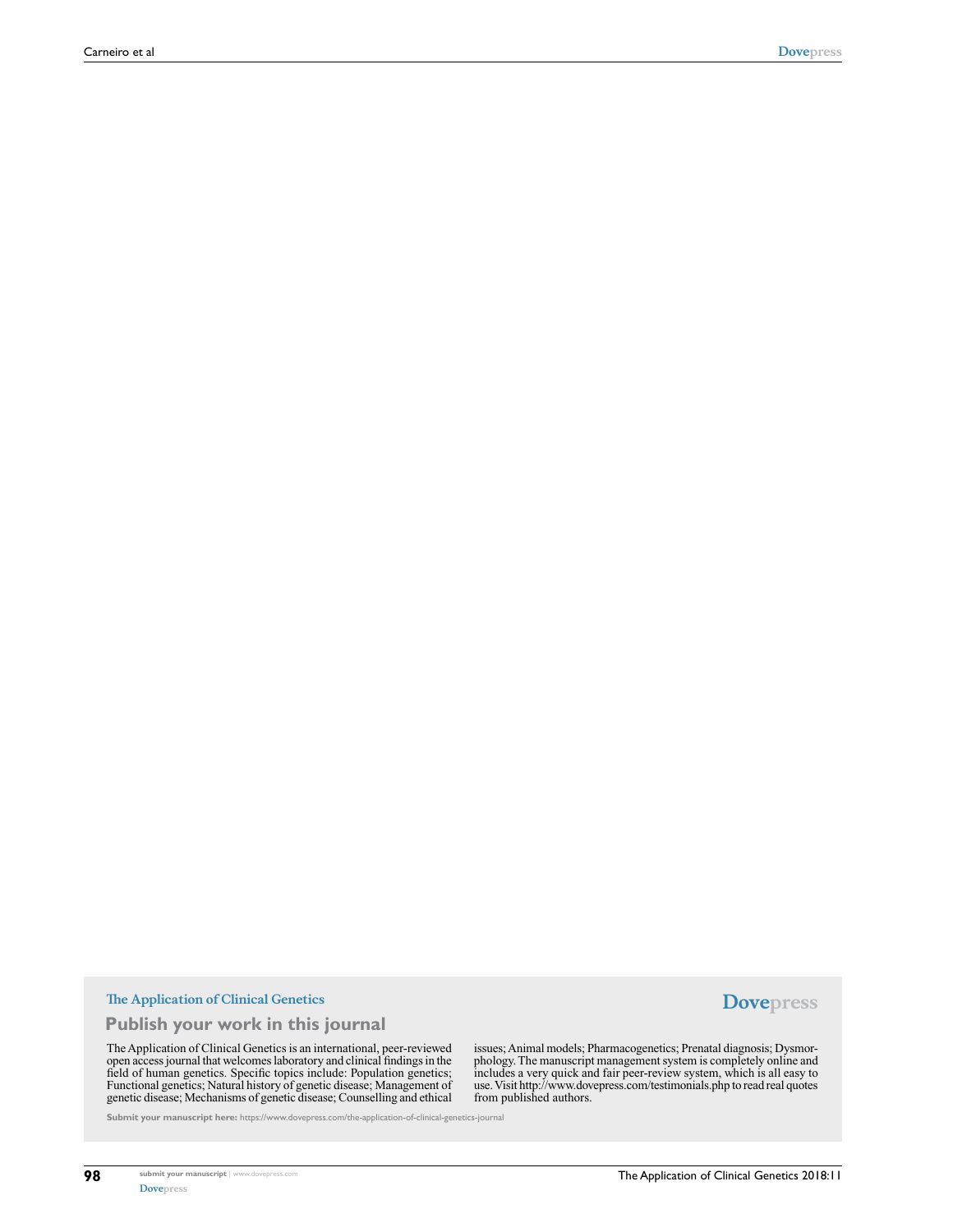**The Application of Clinical Genetics**

**Publish your work in this journal**

The Application of Clinical Genetics is an international, peer-reviewed open access journal that welcomes laboratory and clinical findings in the field of human genetics. Specific topics include: Population genetics; Functional genetics; Natural history of genetic disease; Management of genetic disease; Mechanisms of genetic disease; Counselling and ethical issues; Animal models; Pharmacogenetics; Prenatal diagnosis; Dysmorphology. The manuscript management system is completely online and includes a very quick and fair peer-review system, which is all easy to use. Visit http://www.dovepress.com/testimonials.php to read real quotes from published authors.

**Submit your manuscript here:** https://www.dovepress.com/the-application-of-clinical-genetics-journal